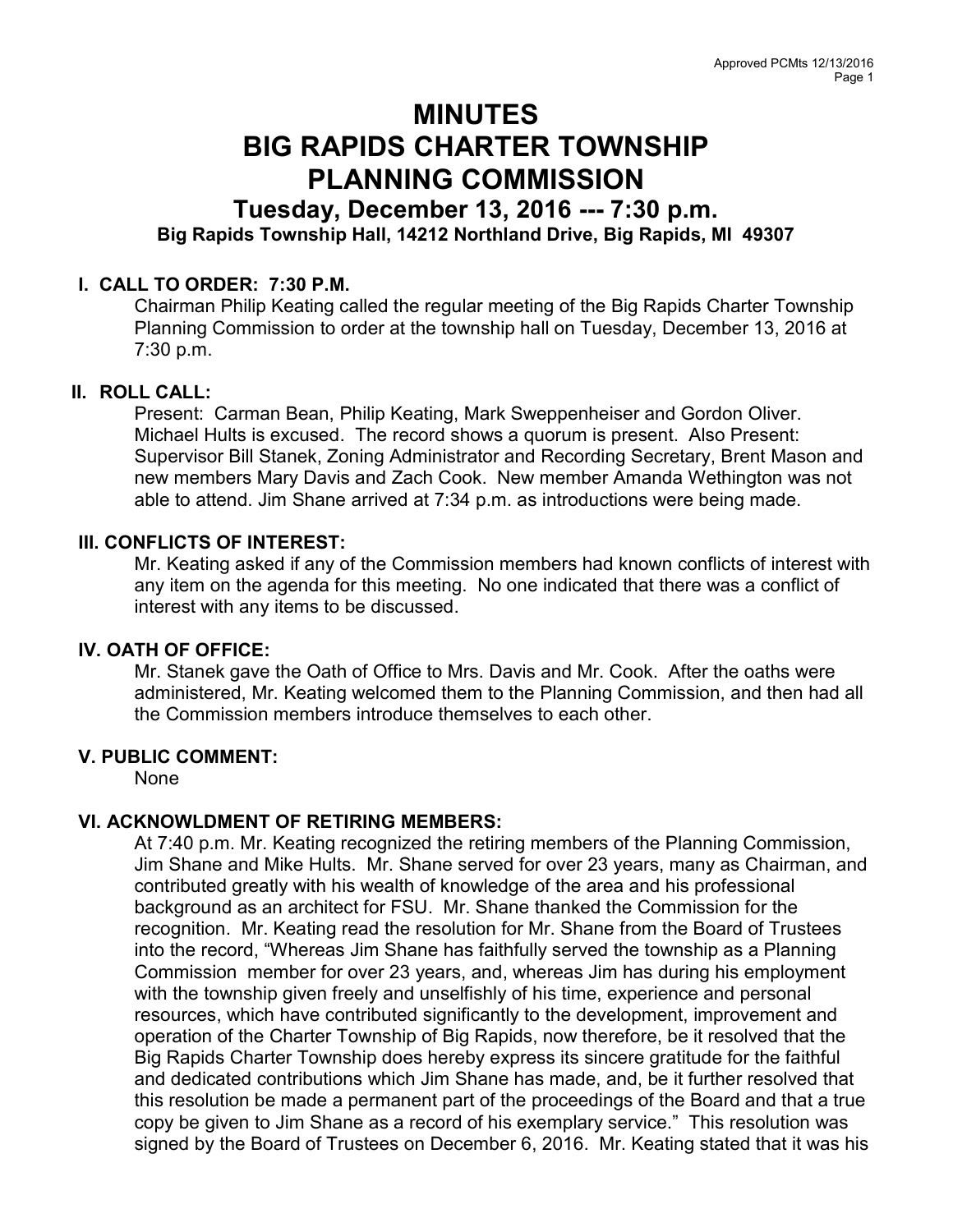# MINUTES
# BIG RAPIDS CHARTER TOWNSHIP
# PLANNING COMMISSION
## Tuesday, December 13, 2016 --- 7:30 p.m.
### Big Rapids Township Hall, 14212 Northland Drive, Big Rapids, MI 49307

**I. CALL TO ORDER: 7:30 P.M.**

Chairman Philip Keating called the regular meeting of the Big Rapids Charter Township Planning Commission to order at the township hall on Tuesday, December 13, 2016 at 7:30 p.m.

**II. ROLL CALL:**

Present: Carman Bean, Philip Keating, Mark Sweppenheiser and Gordon Oliver. Michael Hults is excused. The record shows a quorum is present. Also Present: Supervisor Bill Stanek, Zoning Administrator and Recording Secretary, Brent Mason and new members Mary Davis and Zach Cook. New member Amanda Wethington was not able to attend. Jim Shane arrived at 7:34 p.m. as introductions were being made.

**III. CONFLICTS OF INTEREST:**

Mr. Keating asked if any of the Commission members had known conflicts of interest with any item on the agenda for this meeting. No one indicated that there was a conflict of interest with any items to be discussed.

**IV. OATH OF OFFICE:**

Mr. Stanek gave the Oath of Office to Mrs. Davis and Mr. Cook. After the oaths were administered, Mr. Keating welcomed them to the Planning Commission, and then had all the Commission members introduce themselves to each other.

**V. PUBLIC COMMENT:**

None

**VI. ACKNOWLDMENT OF RETIRING MEMBERS:**

At 7:40 p.m. Mr. Keating recognized the retiring members of the Planning Commission, Jim Shane and Mike Hults. Mr. Shane served for over 23 years, many as Chairman, and contributed greatly with his wealth of knowledge of the area and his professional background as an architect for FSU. Mr. Shane thanked the Commission for the recognition. Mr. Keating read the resolution for Mr. Shane from the Board of Trustees into the record, "Whereas Jim Shane has faithfully served the township as a Planning Commission member for over 23 years, and, whereas Jim has during his employment with the township given freely and unselfishly of his time, experience and personal resources, which have contributed significantly to the development, improvement and operation of the Charter Township of Big Rapids, now therefore, be it resolved that the Big Rapids Charter Township does hereby express its sincere gratitude for the faithful and dedicated contributions which Jim Shane has made, and, be it further resolved that this resolution be made a permanent part of the proceedings of the Board and that a true copy be given to Jim Shane as a record of his exemplary service." This resolution was signed by the Board of Trustees on December 6, 2016. Mr. Keating stated that it was his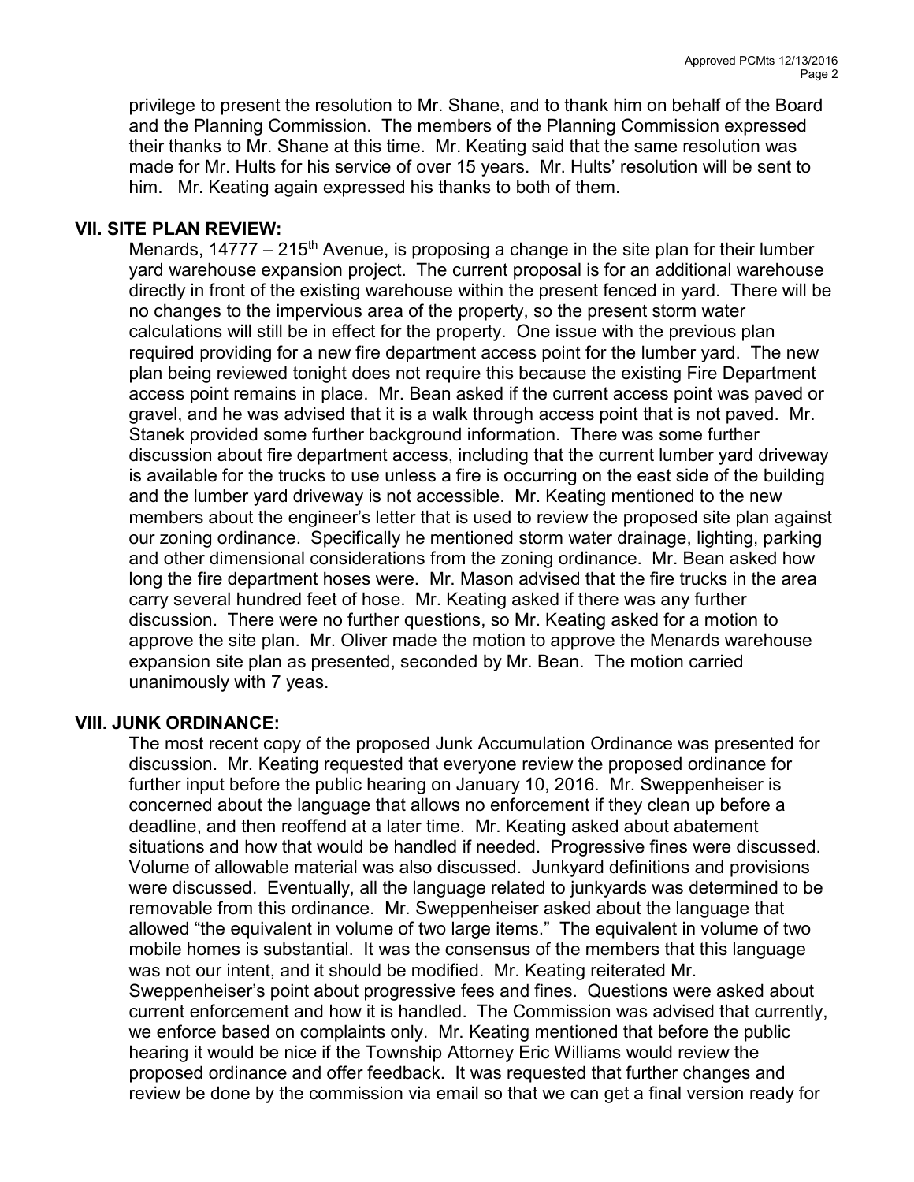privilege to present the resolution to Mr. Shane, and to thank him on behalf of the Board and the Planning Commission. The members of the Planning Commission expressed their thanks to Mr. Shane at this time. Mr. Keating said that the same resolution was made for Mr. Hults for his service of over 15 years. Mr. Hults' resolution will be sent to him. Mr. Keating again expressed his thanks to both of them.

## VII. SITE PLAN REVIEW:

Menards, 14777 – 215th Avenue, is proposing a change in the site plan for their lumber yard warehouse expansion project. The current proposal is for an additional warehouse directly in front of the existing warehouse within the present fenced in yard. There will be no changes to the impervious area of the property, so the present storm water calculations will still be in effect for the property. One issue with the previous plan required providing for a new fire department access point for the lumber yard. The new plan being reviewed tonight does not require this because the existing Fire Department access point remains in place. Mr. Bean asked if the current access point was paved or gravel, and he was advised that it is a walk through access point that is not paved. Mr. Stanek provided some further background information. There was some further discussion about fire department access, including that the current lumber yard driveway is available for the trucks to use unless a fire is occurring on the east side of the building and the lumber yard driveway is not accessible. Mr. Keating mentioned to the new members about the engineer's letter that is used to review the proposed site plan against our zoning ordinance. Specifically he mentioned storm water drainage, lighting, parking and other dimensional considerations from the zoning ordinance. Mr. Bean asked how long the fire department hoses were. Mr. Mason advised that the fire trucks in the area carry several hundred feet of hose. Mr. Keating asked if there was any further discussion. There were no further questions, so Mr. Keating asked for a motion to approve the site plan. Mr. Oliver made the motion to approve the Menards warehouse expansion site plan as presented, seconded by Mr. Bean. The motion carried unanimously with 7 yeas.

## VIII. JUNK ORDINANCE:

The most recent copy of the proposed Junk Accumulation Ordinance was presented for discussion. Mr. Keating requested that everyone review the proposed ordinance for further input before the public hearing on January 10, 2016. Mr. Sweppenheiser is concerned about the language that allows no enforcement if they clean up before a deadline, and then reoffend at a later time. Mr. Keating asked about abatement situations and how that would be handled if needed. Progressive fines were discussed. Volume of allowable material was also discussed. Junkyard definitions and provisions were discussed. Eventually, all the language related to junkyards was determined to be removable from this ordinance. Mr. Sweppenheiser asked about the language that allowed "the equivalent in volume of two large items." The equivalent in volume of two mobile homes is substantial. It was the consensus of the members that this language was not our intent, and it should be modified. Mr. Keating reiterated Mr. Sweppenheiser's point about progressive fees and fines. Questions were asked about current enforcement and how it is handled. The Commission was advised that currently, we enforce based on complaints only. Mr. Keating mentioned that before the public hearing it would be nice if the Township Attorney Eric Williams would review the proposed ordinance and offer feedback. It was requested that further changes and review be done by the commission via email so that we can get a final version ready for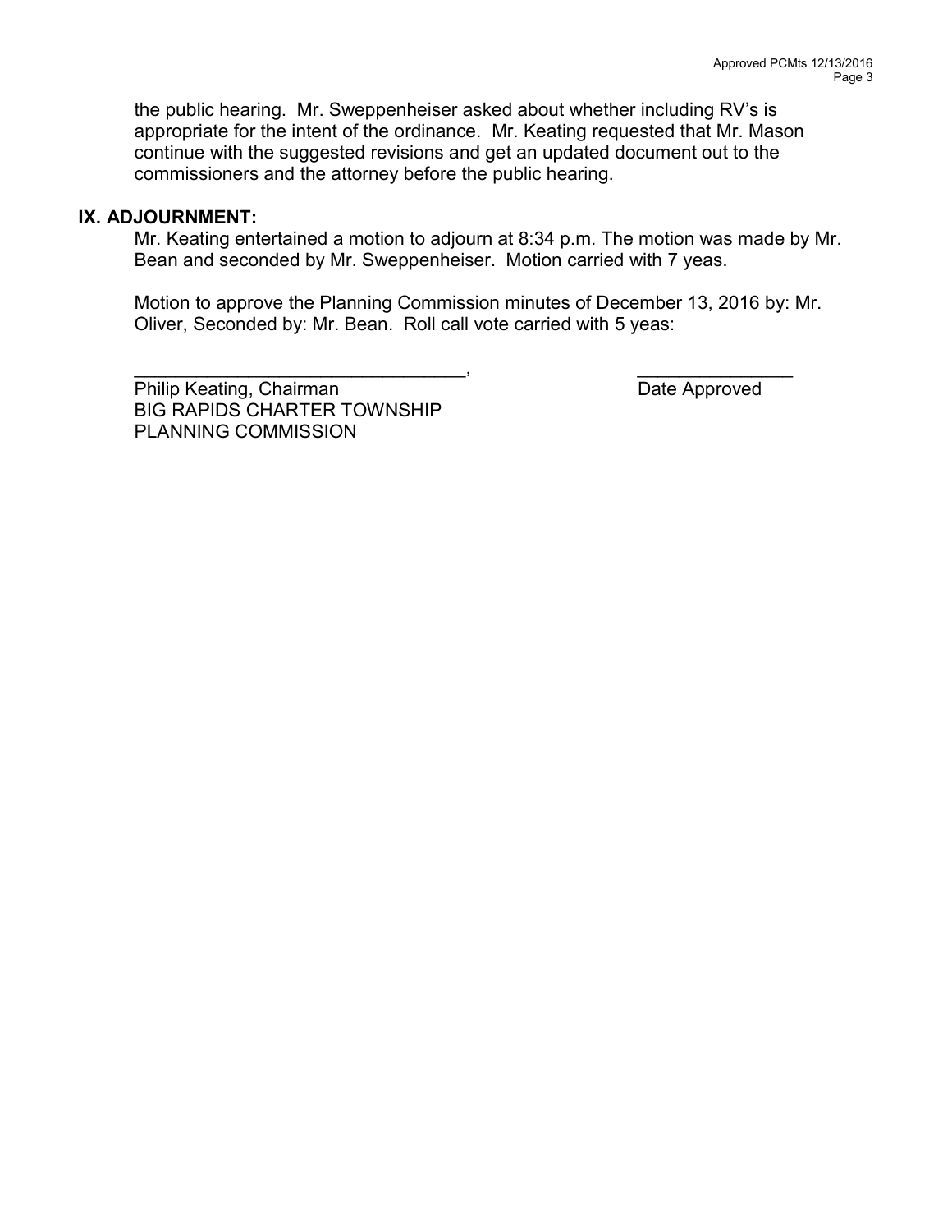the public hearing. Mr. Sweppenheiser asked about whether including RV's is appropriate for the intent of the ordinance. Mr. Keating requested that Mr. Mason continue with the suggested revisions and get an updated document out to the commissioners and the attorney before the public hearing.

## IX. ADJOURNMENT:

Mr. Keating entertained a motion to adjourn at 8:34 p.m. The motion was made by Mr. Bean and seconded by Mr. Sweppenheiser. Motion carried with 7 yeas.

Motion to approve the Planning Commission minutes of December 13, 2016 by: Mr. Oliver, Seconded by: Mr. Bean. Roll call vote carried with 5 yeas:

_________________________________, _______________

Philip Keating, Chairman — Date Approved

BIG RAPIDS CHARTER TOWNSHIP
PLANNING COMMISSION